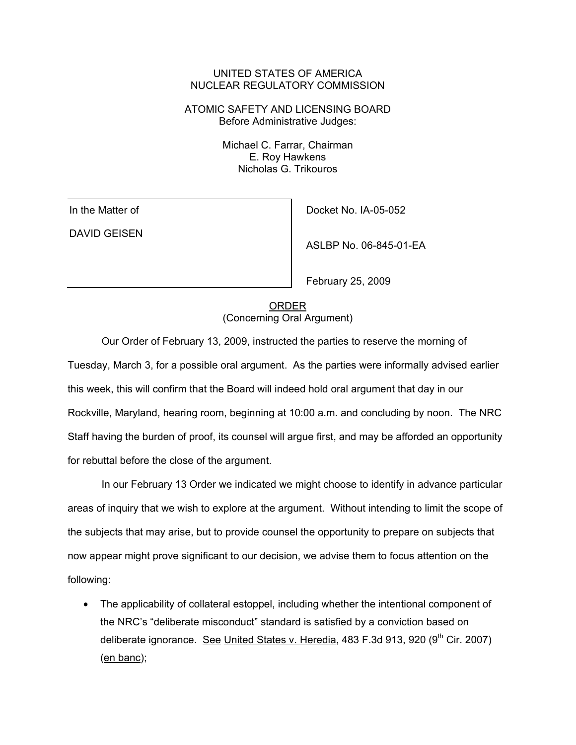UNITED STATES OF AMERICA
NUCLEAR REGULATORY COMMISSION

ATOMIC SAFETY AND LICENSING BOARD
Before Administrative Judges:

Michael C. Farrar, Chairman
E. Roy Hawkens
Nicholas G. Trikouros

| In the Matter of<br><br>DAVID GEISEN | Docket No. IA-05-052<br><br>ASLBP No. 06-845-01-EA<br><br>February 25, 2009 |
|---|---|

ORDER
(Concerning Oral Argument)

Our Order of February 13, 2009, instructed the parties to reserve the morning of Tuesday, March 3, for a possible oral argument. As the parties were informally advised earlier this week, this will confirm that the Board will indeed hold oral argument that day in our Rockville, Maryland, hearing room, beginning at 10:00 a.m. and concluding by noon. The NRC Staff having the burden of proof, its counsel will argue first, and may be afforded an opportunity for rebuttal before the close of the argument.

In our February 13 Order we indicated we might choose to identify in advance particular areas of inquiry that we wish to explore at the argument. Without intending to limit the scope of the subjects that may arise, but to provide counsel the opportunity to prepare on subjects that now appear might prove significant to our decision, we advise them to focus attention on the following:

- The applicability of collateral estoppel, including whether the intentional component of the NRC's "deliberate misconduct" standard is satisfied by a conviction based on deliberate ignorance. See United States v. Heredia, 483 F.3d 913, 920 (9th Cir. 2007) (en banc);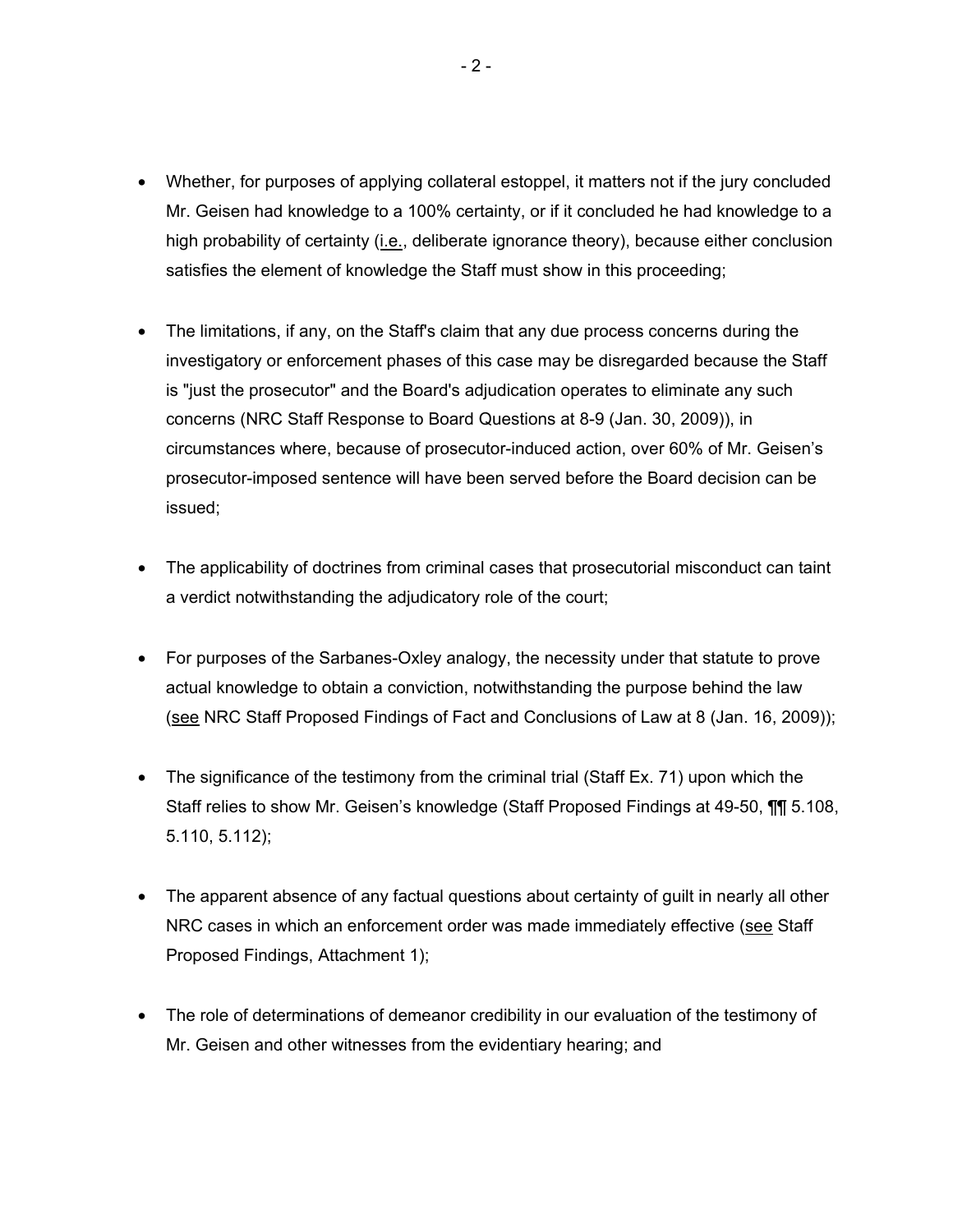- Whether, for purposes of applying collateral estoppel, it matters not if the jury concluded Mr. Geisen had knowledge to a 100% certainty, or if it concluded he had knowledge to a high probability of certainty (i.e., deliberate ignorance theory), because either conclusion satisfies the element of knowledge the Staff must show in this proceeding;

- The limitations, if any, on the Staff's claim that any due process concerns during the investigatory or enforcement phases of this case may be disregarded because the Staff is "just the prosecutor" and the Board's adjudication operates to eliminate any such concerns (NRC Staff Response to Board Questions at 8-9 (Jan. 30, 2009)), in circumstances where, because of prosecutor-induced action, over 60% of Mr. Geisen's prosecutor-imposed sentence will have been served before the Board decision can be issued;

- The applicability of doctrines from criminal cases that prosecutorial misconduct can taint a verdict notwithstanding the adjudicatory role of the court;

- For purposes of the Sarbanes-Oxley analogy, the necessity under that statute to prove actual knowledge to obtain a conviction, notwithstanding the purpose behind the law (see NRC Staff Proposed Findings of Fact and Conclusions of Law at 8 (Jan. 16, 2009));

- The significance of the testimony from the criminal trial (Staff Ex. 71) upon which the Staff relies to show Mr. Geisen's knowledge (Staff Proposed Findings at 49-50, ¶¶ 5.108, 5.110, 5.112);

- The apparent absence of any factual questions about certainty of guilt in nearly all other NRC cases in which an enforcement order was made immediately effective (see Staff Proposed Findings, Attachment 1);

- The role of determinations of demeanor credibility in our evaluation of the testimony of Mr. Geisen and other witnesses from the evidentiary hearing; and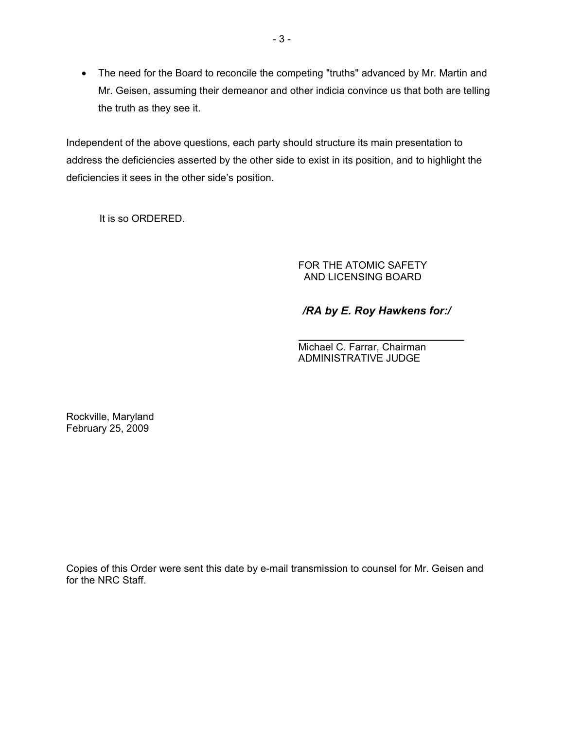- The need for the Board to reconcile the competing "truths" advanced by Mr. Martin and Mr. Geisen, assuming their demeanor and other indicia convince us that both are telling the truth as they see it.

Independent of the above questions, each party should structure its main presentation to address the deficiencies asserted by the other side to exist in its position, and to highlight the deficiencies it sees in the other side's position.

It is so ORDERED.

FOR THE ATOMIC SAFETY
AND LICENSING BOARD

***/RA by E. Roy Hawkens for:/***

Michael C. Farrar, Chairman
ADMINISTRATIVE JUDGE

Rockville, Maryland
February 25, 2009

Copies of this Order were sent this date by e-mail transmission to counsel for Mr. Geisen and for the NRC Staff.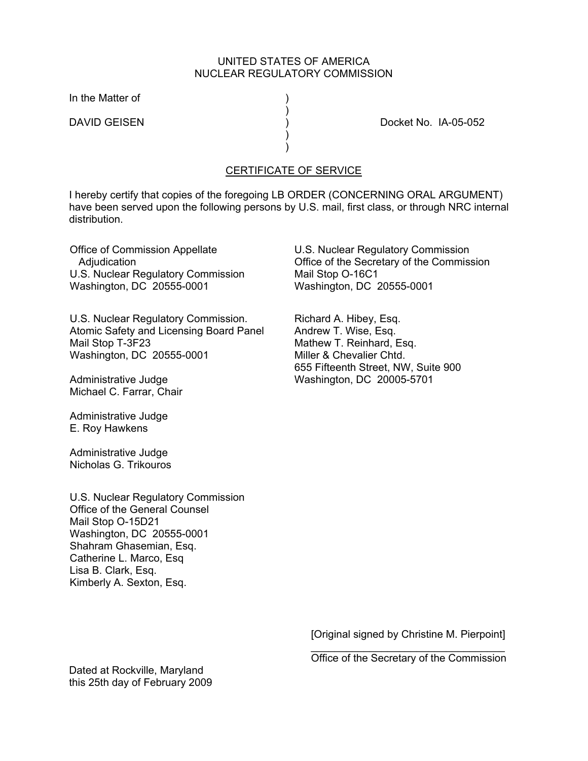UNITED STATES OF AMERICA
NUCLEAR REGULATORY COMMISSION

In the Matter of )
)
DAVID GEISEN ) Docket No. IA-05-052
)
)

## CERTIFICATE OF SERVICE

I hereby certify that copies of the foregoing LB ORDER (CONCERNING ORAL ARGUMENT) have been served upon the following persons by U.S. mail, first class, or through NRC internal distribution.

Office of Commission Appellate Adjudication
U.S. Nuclear Regulatory Commission
Washington, DC 20555-0001

U.S. Nuclear Regulatory Commission.
Atomic Safety and Licensing Board Panel
Mail Stop T-3F23
Washington, DC 20555-0001

Administrative Judge
Michael C. Farrar, Chair

Administrative Judge
E. Roy Hawkens

Administrative Judge
Nicholas G. Trikouros

U.S. Nuclear Regulatory Commission
Office of the General Counsel
Mail Stop O-15D21
Washington, DC 20555-0001
Shahram Ghasemian, Esq.
Catherine L. Marco, Esq
Lisa B. Clark, Esq.
Kimberly A. Sexton, Esq.

U.S. Nuclear Regulatory Commission
Office of the Secretary of the Commission
Mail Stop O-16C1
Washington, DC 20555-0001

Richard A. Hibey, Esq.
Andrew T. Wise, Esq.
Mathew T. Reinhard, Esq.
Miller & Chevalier Chtd.
655 Fifteenth Street, NW, Suite 900
Washington, DC 20005-5701

[Original signed by Christine M. Pierpoint]

______________________________
Office of the Secretary of the Commission

Dated at Rockville, Maryland
this 25th day of February 2009